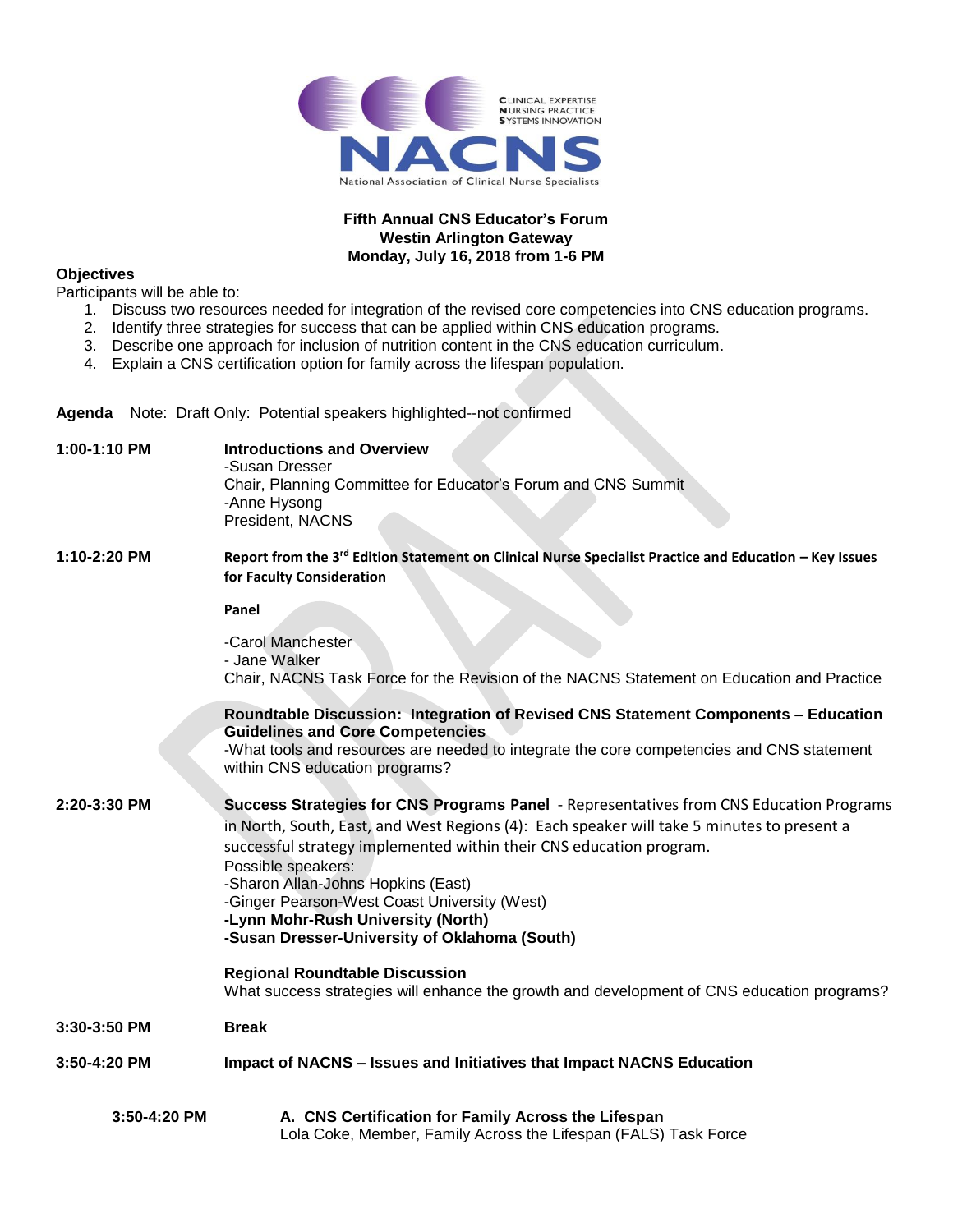CLINICAL EXPERTISE
NURSING PRACTICE
SYSTEMS INNOVATION

NACNS

National Association of Clinical Nurse Specialists

**Fifth Annual CNS Educator's Forum**
**Westin Arlington Gateway**
**Monday, July 16, 2018 from 1-6 PM**

**Objectives**

Participants will be able to:

1. Discuss two resources needed for integration of the revised core competencies into CNS education programs.
2. Identify three strategies for success that can be applied within CNS education programs.
3. Describe one approach for inclusion of nutrition content in the CNS education curriculum.
4. Explain a CNS certification option for family across the lifespan population.

**Agenda** Note: Draft Only: Potential speakers highlighted--not confirmed

**1:00-1:10 PM** **Introductions and Overview**
-Susan Dresser
Chair, Planning Committee for Educator's Forum and CNS Summit
-Anne Hysong
President, NACNS

**1:10-2:20 PM** **Report from the 3rd Edition Statement on Clinical Nurse Specialist Practice and Education – Key Issues for Faculty Consideration**

**Panel**

-Carol Manchester
- Jane Walker
Chair, NACNS Task Force for the Revision of the NACNS Statement on Education and Practice

**Roundtable Discussion: Integration of Revised CNS Statement Components – Education Guidelines and Core Competencies**
-What tools and resources are needed to integrate the core competencies and CNS statement within CNS education programs?

**2:20-3:30 PM** **Success Strategies for CNS Programs Panel** - Representatives from CNS Education Programs in North, South, East, and West Regions (4): Each speaker will take 5 minutes to present a successful strategy implemented within their CNS education program.
Possible speakers:
-Sharon Allan-Johns Hopkins (East)
-Ginger Pearson-West Coast University (West)
**-Lynn Mohr-Rush University (North)**
**-Susan Dresser-University of Oklahoma (South)**

**Regional Roundtable Discussion**
What success strategies will enhance the growth and development of CNS education programs?

**3:30-3:50 PM** **Break**

**3:50-4:20 PM** **Impact of NACNS – Issues and Initiatives that Impact NACNS Education**

**3:50-4:20 PM** **A. CNS Certification for Family Across the Lifespan**
Lola Coke, Member, Family Across the Lifespan (FALS) Task Force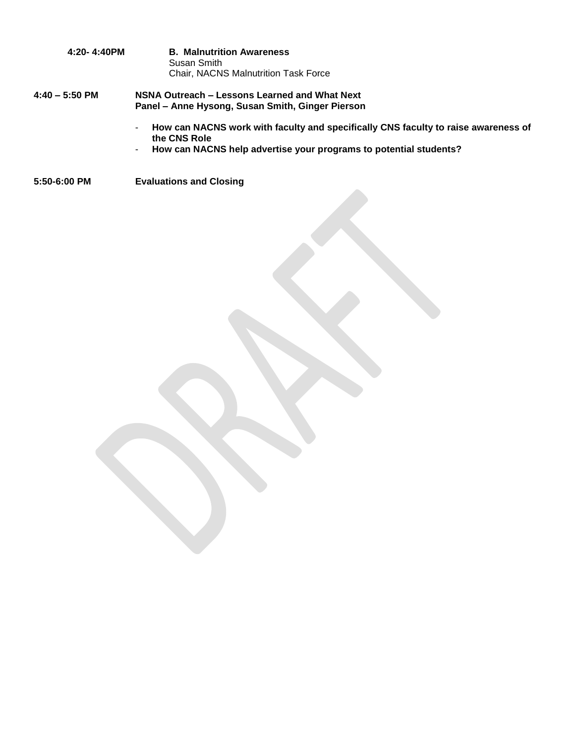4:20- 4:40PM **B. Malnutrition Awareness**
Susan Smith
Chair, NACNS Malnutrition Task Force

**4:40 – 5:50 PM** **NSNA Outreach – Lessons Learned and What Next**
**Panel – Anne Hysong, Susan Smith, Ginger Pierson**

- **How can NACNS work with faculty and specifically CNS faculty to raise awareness of the CNS Role**
- **How can NACNS help advertise your programs to potential students?**

**5:50-6:00 PM** **Evaluations and Closing**

DRAFT